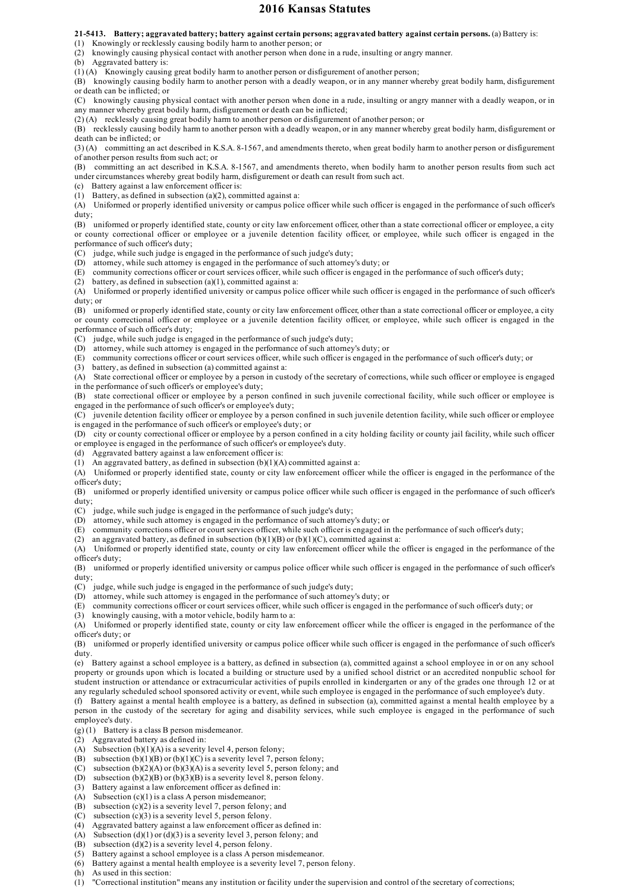# 2016 Kansas Statutes

**21-5413. Battery; aggravated battery; battery against certain persons; aggravated battery against certain persons.** (a) Battery is:

(1) Knowingly or recklessly causing bodily harm to another person; or

(2) knowingly causing physical contact with another person when done in a rude, insulting or angry manner.

(b) Aggravated battery is:

(1) (A) Knowingly causing great bodily harm to another person or disfigurement of another person;

(B) knowingly causing bodily harm to another person with a deadly weapon, or in any manner whereby great bodily harm, disfigurement or death can be inflicted; or

(C) knowingly causing physical contact with another person when done in a rude, insulting or angry manner with a deadly weapon, or in any manner whereby great bodily harm, disfigurement or death can be inflicted;

(2) (A) recklessly causing great bodily harm to another person or disfigurement of another person; or

(B) recklessly causing bodily harm to another person with a deadly weapon, or in any manner whereby great bodily harm, disfigurement or death can be inflicted; or

(3) (A) committing an act described in K.S.A. 8-1567, and amendments thereto, when great bodily harm to another person or disfigurement of another person results from such act; or

(B) committing an act described in K.S.A. 8-1567, and amendments thereto, when bodily harm to another person results from such act under circumstances whereby great bodily harm, disfigurement or death can result from such act.

(c) Battery against a law enforcement officer is:

(1) Battery, as defined in subsection (a)(2), committed against a:

(A) Uniformed or properly identified university or campus police officer while such officer is engaged in the performance of such officer's duty;

(B) uniformed or properly identified state, county or city law enforcement officer, other than a state correctional officer or employee, a city or county correctional officer or employee or a juvenile detention facility officer, or employee, while such officer is engaged in the performance of such officer's duty;

(C) judge, while such judge is engaged in the performance of such judge's duty;

(D) attorney, while such attorney is engaged in the performance of such attorney's duty; or

(E) community corrections officer or court services officer, while such officer is engaged in the performance of such officer's duty;

(2) battery, as defined in subsection (a)(1), committed against a:

(A) Uniformed or properly identified university or campus police officer while such officer is engaged in the performance of such officer's duty; or

(B) uniformed or properly identified state, county or city law enforcement officer, other than a state correctional officer or employee, a city or county correctional officer or employee or a juvenile detention facility officer, or employee, while such officer is engaged in the performance of such officer's duty;

(C) judge, while such judge is engaged in the performance of such judge's duty;

(D) attorney, while such attorney is engaged in the performance of such attorney's duty; or

(E) community corrections officer or court services officer, while such officer is engaged in the performance of such officer's duty; or

(3) battery, as defined in subsection (a) committed against a:

(A) State correctional officer or employee by a person in custody of the secretary of corrections, while such officer or employee is engaged in the performance of such officer's or employee's duty;

(B) state correctional officer or employee by a person confined in such juvenile correctional facility, while such officer or employee is engaged in the performance of such officer's or employee's duty;

(C) juvenile detention facility officer or employee by a person confined in such juvenile detention facility, while such officer or employee is engaged in the performance of such officer's or employee's duty; or

(D) city or county correctional officer or employee by a person confined in a city holding facility or county jail facility, while such officer or employee is engaged in the performance of such officer's or employee's duty.

(d) Aggravated battery against a law enforcement officer is:

(1) An aggravated battery, as defined in subsection (b)(1)(A) committed against a:

(A) Uniformed or properly identified state, county or city law enforcement officer while the officer is engaged in the performance of the officer's duty;

(B) uniformed or properly identified university or campus police officer while such officer is engaged in the performance of such officer's duty;

(C) judge, while such judge is engaged in the performance of such judge's duty;

(D) attorney, while such attorney is engaged in the performance of such attorney's duty; or

(E) community corrections officer or court services officer, while such officer is engaged in the performance of such officer's duty;

(2) an aggravated battery, as defined in subsection (b)(1)(B) or (b)(1)(C), committed against a:

(A) Uniformed or properly identified state, county or city law enforcement officer while the officer is engaged in the performance of the officer's duty;

(B) uniformed or properly identified university or campus police officer while such officer is engaged in the performance of such officer's duty;

(C) judge, while such judge is engaged in the performance of such judge's duty;

(D) attorney, while such attorney is engaged in the performance of such attorney's duty; or

(E) community corrections officer or court services officer, while such officer is engaged in the performance of such officer's duty; or

(3) knowingly causing, with a motor vehicle, bodily harm to a:

(A) Uniformed or properly identified state, county or city law enforcement officer while the officer is engaged in the performance of the officer's duty; or

(B) uniformed or properly identified university or campus police officer while such officer is engaged in the performance of such officer's duty.

(e) Battery against a school employee is a battery, as defined in subsection (a), committed against a school employee in or on any school property or grounds upon which is located a building or structure used by a unified school district or an accredited nonpublic school for student instruction or attendance or extracurricular activities of pupils enrolled in kindergarten or any of the grades one through 12 or at any regularly scheduled school sponsored activity or event, while such employee is engaged in the performance of such employee's duty.

(f) Battery against a mental health employee is a battery, as defined in subsection (a), committed against a mental health employee by a person in the custody of the secretary for aging and disability services, while such employee is engaged in the performance of such employee's duty.

(g) (1) Battery is a class B person misdemeanor.

(2) Aggravated battery as defined in:

(A) Subsection (b)(1)(A) is a severity level 4, person felony;

(B) subsection (b)(1)(B) or (b)(1)(C) is a severity level 7, person felony;

(C) subsection (b)(2)(A) or (b)(3)(A) is a severity level 5, person felony; and

(D) subsection (b)(2)(B) or (b)(3)(B) is a severity level 8, person felony.

(3) Battery against a law enforcement officer as defined in:

(A) Subsection (c)(1) is a class A person misdemeanor;

(B) subsection (c)(2) is a severity level 7, person felony; and

(C) subsection (c)(3) is a severity level 5, person felony.

(4) Aggravated battery against a law enforcement officer as defined in:

(A) Subsection (d)(1) or (d)(3) is a severity level 3, person felony; and

(B) subsection (d)(2) is a severity level 4, person felony.

(5) Battery against a school employee is a class A person misdemeanor.

(6) Battery against a mental health employee is a severity level 7, person felony.

(h) As used in this section:

(1) "Correctional institution" means any institution or facility under the supervision and control of the secretary of corrections;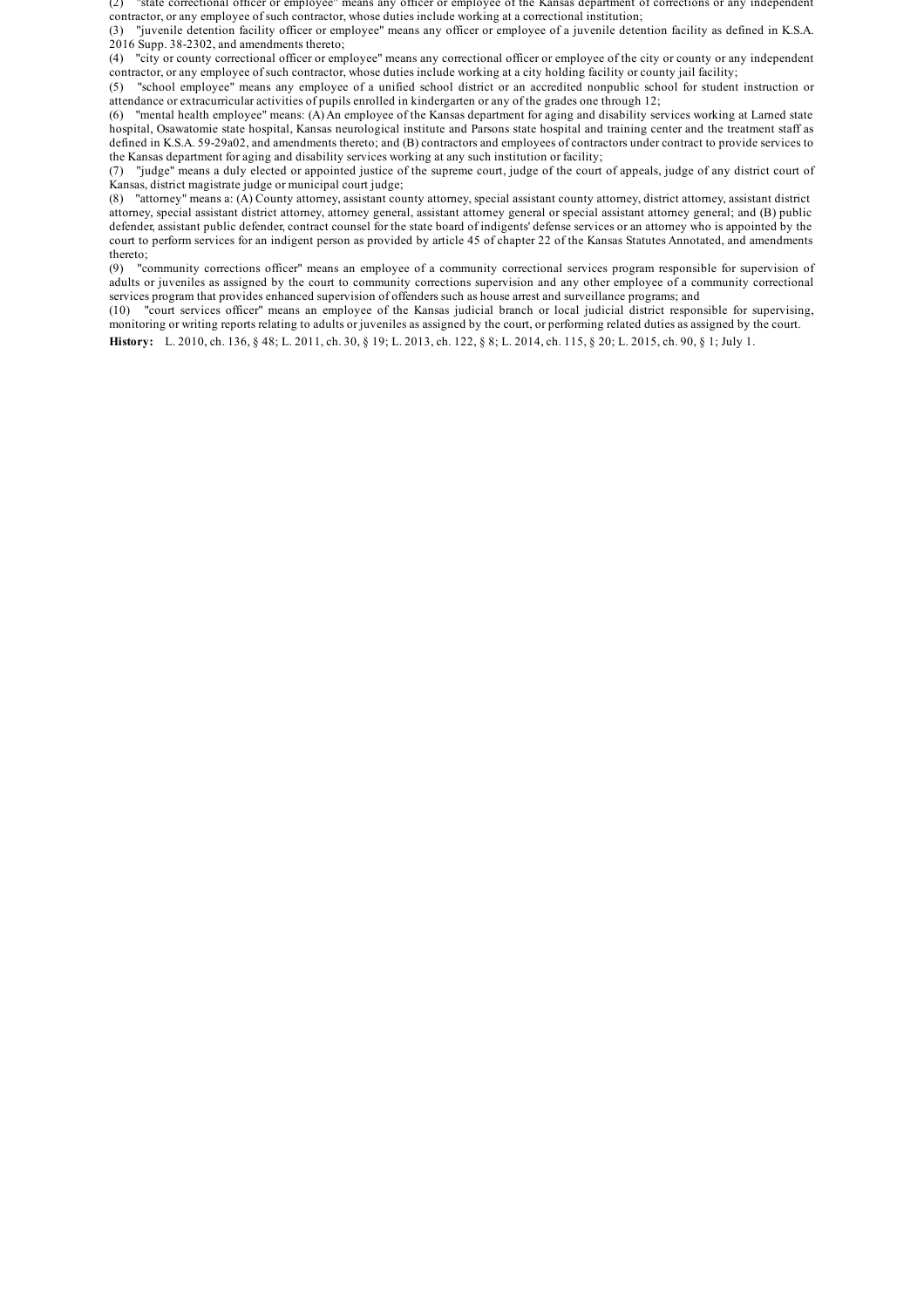(2) "state correctional officer or employee" means any officer or employee of the Kansas department of corrections or any independent contractor, or any employee of such contractor, whose duties include working at a correctional institution;

(3) "juvenile detention facility officer or employee" means any officer or employee of a juvenile detention facility as defined in K.S.A. 2016 Supp. 38-2302, and amendments thereto;

(4) "city or county correctional officer or employee" means any correctional officer or employee of the city or county or any independent contractor, or any employee of such contractor, whose duties include working at a city holding facility or county jail facility;

(5) "school employee" means any employee of a unified school district or an accredited nonpublic school for student instruction or attendance or extracurricular activities of pupils enrolled in kindergarten or any of the grades one through 12;

(6) "mental health employee" means: (A) An employee of the Kansas department for aging and disability services working at Larned state hospital, Osawatomie state hospital, Kansas neurological institute and Parsons state hospital and training center and the treatment staff as defined in K.S.A. 59-29a02, and amendments thereto; and (B) contractors and employees of contractors under contract to provide services to the Kansas department for aging and disability services working at any such institution or facility;

(7) "judge" means a duly elected or appointed justice of the supreme court, judge of the court of appeals, judge of any district court of Kansas, district magistrate judge or municipal court judge;

(8) "attorney" means a: (A) County attorney, assistant county attorney, special assistant county attorney, district attorney, assistant district attorney, special assistant district attorney, attorney general, assistant attorney general or special assistant attorney general; and (B) public defender, assistant public defender, contract counsel for the state board of indigents' defense services or an attorney who is appointed by the court to perform services for an indigent person as provided by article 45 of chapter 22 of the Kansas Statutes Annotated, and amendments thereto;

(9) "community corrections officer" means an employee of a community correctional services program responsible for supervision of adults or juveniles as assigned by the court to community corrections supervision and any other employee of a community correctional services program that provides enhanced supervision of offenders such as house arrest and surveillance programs; and

(10) "court services officer" means an employee of the Kansas judicial branch or local judicial district responsible for supervising, monitoring or writing reports relating to adults or juveniles as assigned by the court, or performing related duties as assigned by the court.

**History:** L. 2010, ch. 136, § 48; L. 2011, ch. 30, § 19; L. 2013, ch. 122, § 8; L. 2014, ch. 115, § 20; L. 2015, ch. 90, § 1; July 1.